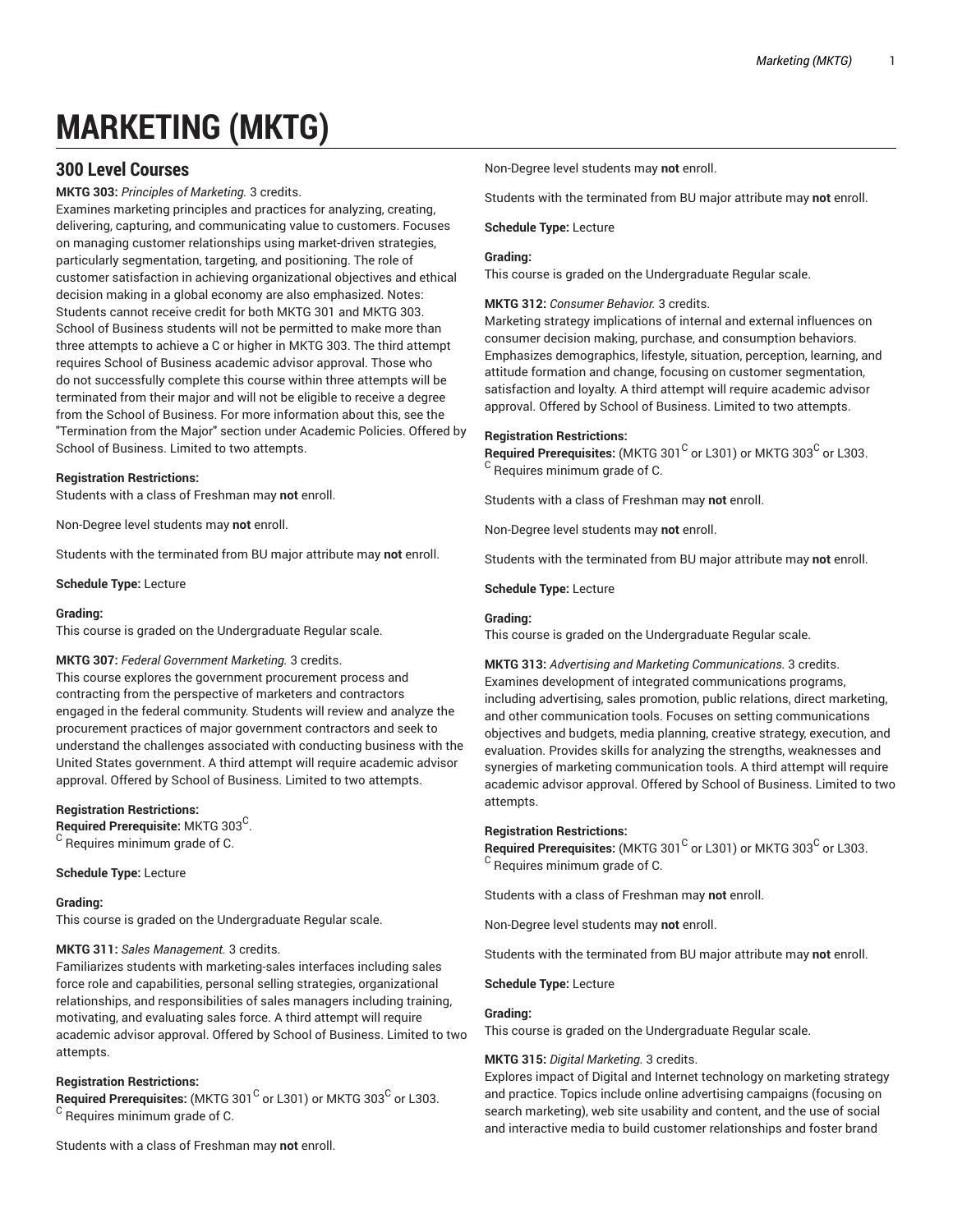# MARKETING (MKTG)

## 300 Level Courses

**MKTG 303:** *Principles of Marketing.* 3 credits.
Examines marketing principles and practices for analyzing, creating, delivering, capturing, and communicating value to customers. Focuses on managing customer relationships using market-driven strategies, particularly segmentation, targeting, and positioning. The role of customer satisfaction in achieving organizational objectives and ethical decision making in a global economy are also emphasized. Notes: Students cannot receive credit for both MKTG 301 and MKTG 303. School of Business students will not be permitted to make more than three attempts to achieve a C or higher in MKTG 303. The third attempt requires School of Business academic advisor approval. Those who do not successfully complete this course within three attempts will be terminated from their major and will not be eligible to receive a degree from the School of Business. For more information about this, see the "Termination from the Major" section under Academic Policies. Offered by School of Business. Limited to two attempts.

**Registration Restrictions:**
Students with a class of Freshman may **not** enroll.

Non-Degree level students may **not** enroll.

Students with the terminated from BU major attribute may **not** enroll.

**Schedule Type:** Lecture

**Grading:**
This course is graded on the Undergraduate Regular scale.

**MKTG 307:** *Federal Government Marketing.* 3 credits.
This course explores the government procurement process and contracting from the perspective of marketers and contractors engaged in the federal community. Students will review and analyze the procurement practices of major government contractors and seek to understand the challenges associated with conducting business with the United States government. A third attempt will require academic advisor approval. Offered by School of Business. Limited to two attempts.

**Registration Restrictions:**
**Required Prerequisite:** MKTG 303[C].
[C] Requires minimum grade of C.

**Schedule Type:** Lecture

**Grading:**
This course is graded on the Undergraduate Regular scale.

**MKTG 311:** *Sales Management.* 3 credits.
Familiarizes students with marketing-sales interfaces including sales force role and capabilities, personal selling strategies, organizational relationships, and responsibilities of sales managers including training, motivating, and evaluating sales force. A third attempt will require academic advisor approval. Offered by School of Business. Limited to two attempts.

**Registration Restrictions:**
**Required Prerequisites:** (MKTG 301[C] or L301) or MKTG 303[C] or L303.
[C] Requires minimum grade of C.

Students with a class of Freshman may **not** enroll.

Non-Degree level students may **not** enroll.

Students with the terminated from BU major attribute may **not** enroll.

**Schedule Type:** Lecture

**Grading:**
This course is graded on the Undergraduate Regular scale.

**MKTG 312:** *Consumer Behavior.* 3 credits.
Marketing strategy implications of internal and external influences on consumer decision making, purchase, and consumption behaviors. Emphasizes demographics, lifestyle, situation, perception, learning, and attitude formation and change, focusing on customer segmentation, satisfaction and loyalty. A third attempt will require academic advisor approval. Offered by School of Business. Limited to two attempts.

**Registration Restrictions:**
**Required Prerequisites:** (MKTG 301[C] or L301) or MKTG 303[C] or L303.
[C] Requires minimum grade of C.

Students with a class of Freshman may **not** enroll.

Non-Degree level students may **not** enroll.

Students with the terminated from BU major attribute may **not** enroll.

**Schedule Type:** Lecture

**Grading:**
This course is graded on the Undergraduate Regular scale.

**MKTG 313:** *Advertising and Marketing Communications.* 3 credits.
Examines development of integrated communications programs, including advertising, sales promotion, public relations, direct marketing, and other communication tools. Focuses on setting communications objectives and budgets, media planning, creative strategy, execution, and evaluation. Provides skills for analyzing the strengths, weaknesses and synergies of marketing communication tools. A third attempt will require academic advisor approval. Offered by School of Business. Limited to two attempts.

**Registration Restrictions:**
**Required Prerequisites:** (MKTG 301[C] or L301) or MKTG 303[C] or L303.
[C] Requires minimum grade of C.

Students with a class of Freshman may **not** enroll.

Non-Degree level students may **not** enroll.

Students with the terminated from BU major attribute may **not** enroll.

**Schedule Type:** Lecture

**Grading:**
This course is graded on the Undergraduate Regular scale.

**MKTG 315:** *Digital Marketing.* 3 credits.
Explores impact of Digital and Internet technology on marketing strategy and practice. Topics include online advertising campaigns (focusing on search marketing), web site usability and content, and the use of social and interactive media to build customer relationships and foster brand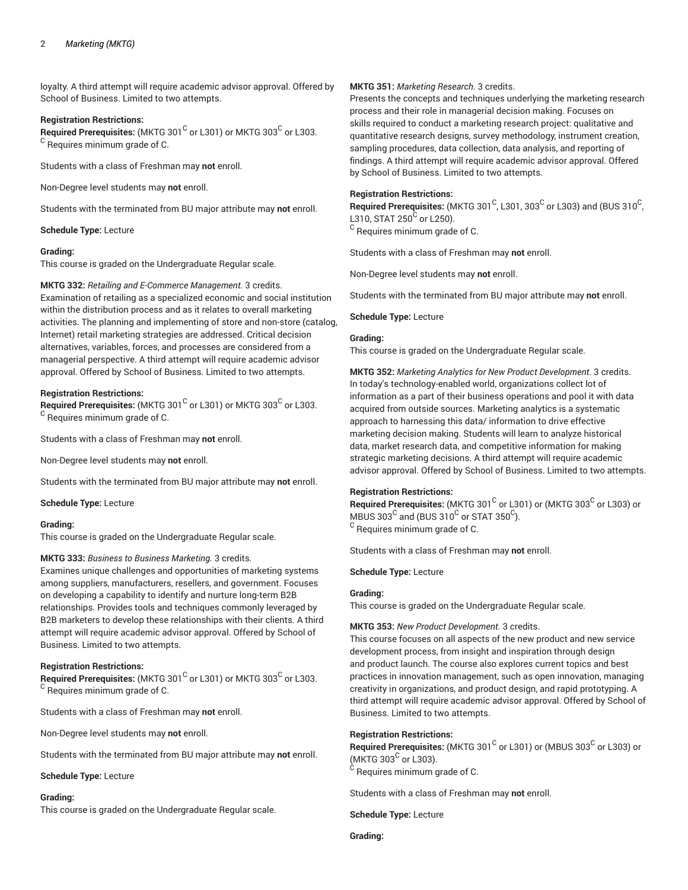loyalty. A third attempt will require academic advisor approval. Offered by School of Business. Limited to two attempts.

**Registration Restrictions:**
**Required Prerequisites:** (MKTG 301$^{C}$ or L301) or MKTG 303$^{C}$ or L303.
$^{C}$ Requires minimum grade of C.

Students with a class of Freshman may **not** enroll.

Non-Degree level students may **not** enroll.

Students with the terminated from BU major attribute may **not** enroll.

**Schedule Type:** Lecture

**Grading:**
This course is graded on the Undergraduate Regular scale.

**MKTG 332:** *Retailing and E-Commerce Management.* 3 credits.
Examination of retailing as a specialized economic and social institution within the distribution process and as it relates to overall marketing activities. The planning and implementing of store and non-store (catalog, Internet) retail marketing strategies are addressed. Critical decision alternatives, variables, forces, and processes are considered from a managerial perspective. A third attempt will require academic advisor approval. Offered by School of Business. Limited to two attempts.

**Registration Restrictions:**
**Required Prerequisites:** (MKTG 301$^{C}$ or L301) or MKTG 303$^{C}$ or L303.
$^{C}$ Requires minimum grade of C.

Students with a class of Freshman may **not** enroll.

Non-Degree level students may **not** enroll.

Students with the terminated from BU major attribute may **not** enroll.

**Schedule Type:** Lecture

**Grading:**
This course is graded on the Undergraduate Regular scale.

**MKTG 333:** *Business to Business Marketing.* 3 credits.
Examines unique challenges and opportunities of marketing systems among suppliers, manufacturers, resellers, and government. Focuses on developing a capability to identify and nurture long-term B2B relationships. Provides tools and techniques commonly leveraged by B2B marketers to develop these relationships with their clients. A third attempt will require academic advisor approval. Offered by School of Business. Limited to two attempts.

**Registration Restrictions:**
**Required Prerequisites:** (MKTG 301$^{C}$ or L301) or MKTG 303$^{C}$ or L303.
$^{C}$ Requires minimum grade of C.

Students with a class of Freshman may **not** enroll.

Non-Degree level students may **not** enroll.

Students with the terminated from BU major attribute may **not** enroll.

**Schedule Type:** Lecture

**Grading:**
This course is graded on the Undergraduate Regular scale.

**MKTG 351:** *Marketing Research.* 3 credits.
Presents the concepts and techniques underlying the marketing research process and their role in managerial decision making. Focuses on skills required to conduct a marketing research project: qualitative and quantitative research designs, survey methodology, instrument creation, sampling procedures, data collection, data analysis, and reporting of findings. A third attempt will require academic advisor approval. Offered by School of Business. Limited to two attempts.

**Registration Restrictions:**
**Required Prerequisites:** (MKTG 301$^{C}$, L301, 303$^{C}$ or L303) and (BUS 310$^{C}$, L310, STAT 250$^{C}$ or L250).
$^{C}$ Requires minimum grade of C.

Students with a class of Freshman may **not** enroll.

Non-Degree level students may **not** enroll.

Students with the terminated from BU major attribute may **not** enroll.

**Schedule Type:** Lecture

**Grading:**
This course is graded on the Undergraduate Regular scale.

**MKTG 352:** *Marketing Analytics for New Product Development.* 3 credits.
In today's technology-enabled world, organizations collect lot of information as a part of their business operations and pool it with data acquired from outside sources. Marketing analytics is a systematic approach to harnessing this data/ information to drive effective marketing decision making. Students will learn to analyze historical data, market research data, and competitive information for making strategic marketing decisions. A third attempt will require academic advisor approval. Offered by School of Business. Limited to two attempts.

**Registration Restrictions:**
**Required Prerequisites:** (MKTG 301$^{C}$ or L301) or (MKTG 303$^{C}$ or L303) or MBUS 303$^{C}$ and (BUS 310$^{C}$ or STAT 350$^{C}$).
$^{C}$ Requires minimum grade of C.

Students with a class of Freshman may **not** enroll.

**Schedule Type:** Lecture

**Grading:**
This course is graded on the Undergraduate Regular scale.

**MKTG 353:** *New Product Development.* 3 credits.
This course focuses on all aspects of the new product and new service development process, from insight and inspiration through design and product launch. The course also explores current topics and best practices in innovation management, such as open innovation, managing creativity in organizations, and product design, and rapid prototyping. A third attempt will require academic advisor approval. Offered by School of Business. Limited to two attempts.

**Registration Restrictions:**
**Required Prerequisites:** (MKTG 301$^{C}$ or L301) or (MBUS 303$^{C}$ or L303) or (MKTG 303$^{C}$ or L303).
$^{C}$ Requires minimum grade of C.

Students with a class of Freshman may **not** enroll.

**Schedule Type:** Lecture

**Grading:**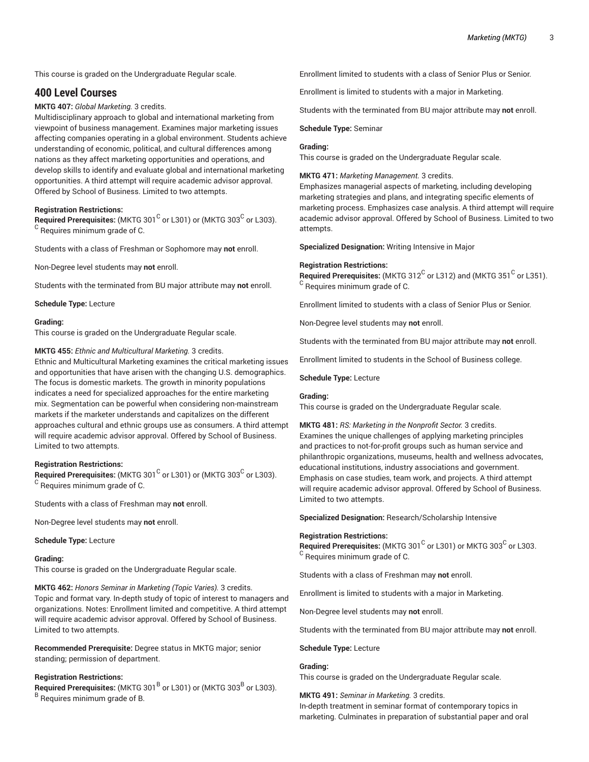This course is graded on the Undergraduate Regular scale.

## 400 Level Courses

**MKTG 407:** *Global Marketing.* 3 credits.
Multidisciplinary approach to global and international marketing from viewpoint of business management. Examines major marketing issues affecting companies operating in a global environment. Students achieve understanding of economic, political, and cultural differences among nations as they affect marketing opportunities and operations, and develop skills to identify and evaluate global and international marketing opportunities. A third attempt will require academic advisor approval. Offered by School of Business. Limited to two attempts.

**Registration Restrictions:**
**Required Prerequisites:** (MKTG 301[C] or L301) or (MKTG 303[C] or L303).
[C] Requires minimum grade of C.

Students with a class of Freshman or Sophomore may **not** enroll.

Non-Degree level students may **not** enroll.

Students with the terminated from BU major attribute may **not** enroll.

**Schedule Type:** Lecture

**Grading:**
This course is graded on the Undergraduate Regular scale.

**MKTG 455:** *Ethnic and Multicultural Marketing.* 3 credits.
Ethnic and Multicultural Marketing examines the critical marketing issues and opportunities that have arisen with the changing U.S. demographics. The focus is domestic markets. The growth in minority populations indicates a need for specialized approaches for the entire marketing mix. Segmentation can be powerful when considering non-mainstream markets if the marketer understands and capitalizes on the different approaches cultural and ethnic groups use as consumers. A third attempt will require academic advisor approval. Offered by School of Business. Limited to two attempts.

**Registration Restrictions:**
**Required Prerequisites:** (MKTG 301[C] or L301) or (MKTG 303[C] or L303).
[C] Requires minimum grade of C.

Students with a class of Freshman may **not** enroll.

Non-Degree level students may **not** enroll.

**Schedule Type:** Lecture

**Grading:**
This course is graded on the Undergraduate Regular scale.

**MKTG 462:** *Honors Seminar in Marketing (Topic Varies).* 3 credits.
Topic and format vary. In-depth study of topic of interest to managers and organizations. Notes: Enrollment limited and competitive. A third attempt will require academic advisor approval. Offered by School of Business. Limited to two attempts.

**Recommended Prerequisite:** Degree status in MKTG major; senior standing; permission of department.

**Registration Restrictions:**
**Required Prerequisites:** (MKTG 301[B] or L301) or (MKTG 303[B] or L303).
[B] Requires minimum grade of B.

Enrollment limited to students with a class of Senior Plus or Senior.

Enrollment is limited to students with a major in Marketing.

Students with the terminated from BU major attribute may **not** enroll.

**Schedule Type:** Seminar

**Grading:**
This course is graded on the Undergraduate Regular scale.

**MKTG 471:** *Marketing Management.* 3 credits.
Emphasizes managerial aspects of marketing, including developing marketing strategies and plans, and integrating specific elements of marketing process. Emphasizes case analysis. A third attempt will require academic advisor approval. Offered by School of Business. Limited to two attempts.

**Specialized Designation:** Writing Intensive in Major

**Registration Restrictions:**
**Required Prerequisites:** (MKTG 312[C] or L312) and (MKTG 351[C] or L351).
[C] Requires minimum grade of C.

Enrollment limited to students with a class of Senior Plus or Senior.

Non-Degree level students may **not** enroll.

Students with the terminated from BU major attribute may **not** enroll.

Enrollment limited to students in the School of Business college.

**Schedule Type:** Lecture

**Grading:**
This course is graded on the Undergraduate Regular scale.

**MKTG 481:** *RS: Marketing in the Nonprofit Sector.* 3 credits.
Examines the unique challenges of applying marketing principles and practices to not-for-profit groups such as human service and philanthropic organizations, museums, health and wellness advocates, educational institutions, industry associations and government. Emphasis on case studies, team work, and projects. A third attempt will require academic advisor approval. Offered by School of Business. Limited to two attempts.

**Specialized Designation:** Research/Scholarship Intensive

**Registration Restrictions:**
**Required Prerequisites:** (MKTG 301[C] or L301) or MKTG 303[C] or L303.
[C] Requires minimum grade of C.

Students with a class of Freshman may **not** enroll.

Enrollment is limited to students with a major in Marketing.

Non-Degree level students may **not** enroll.

Students with the terminated from BU major attribute may **not** enroll.

**Schedule Type:** Lecture

**Grading:**
This course is graded on the Undergraduate Regular scale.

**MKTG 491:** *Seminar in Marketing.* 3 credits.
In-depth treatment in seminar format of contemporary topics in marketing. Culminates in preparation of substantial paper and oral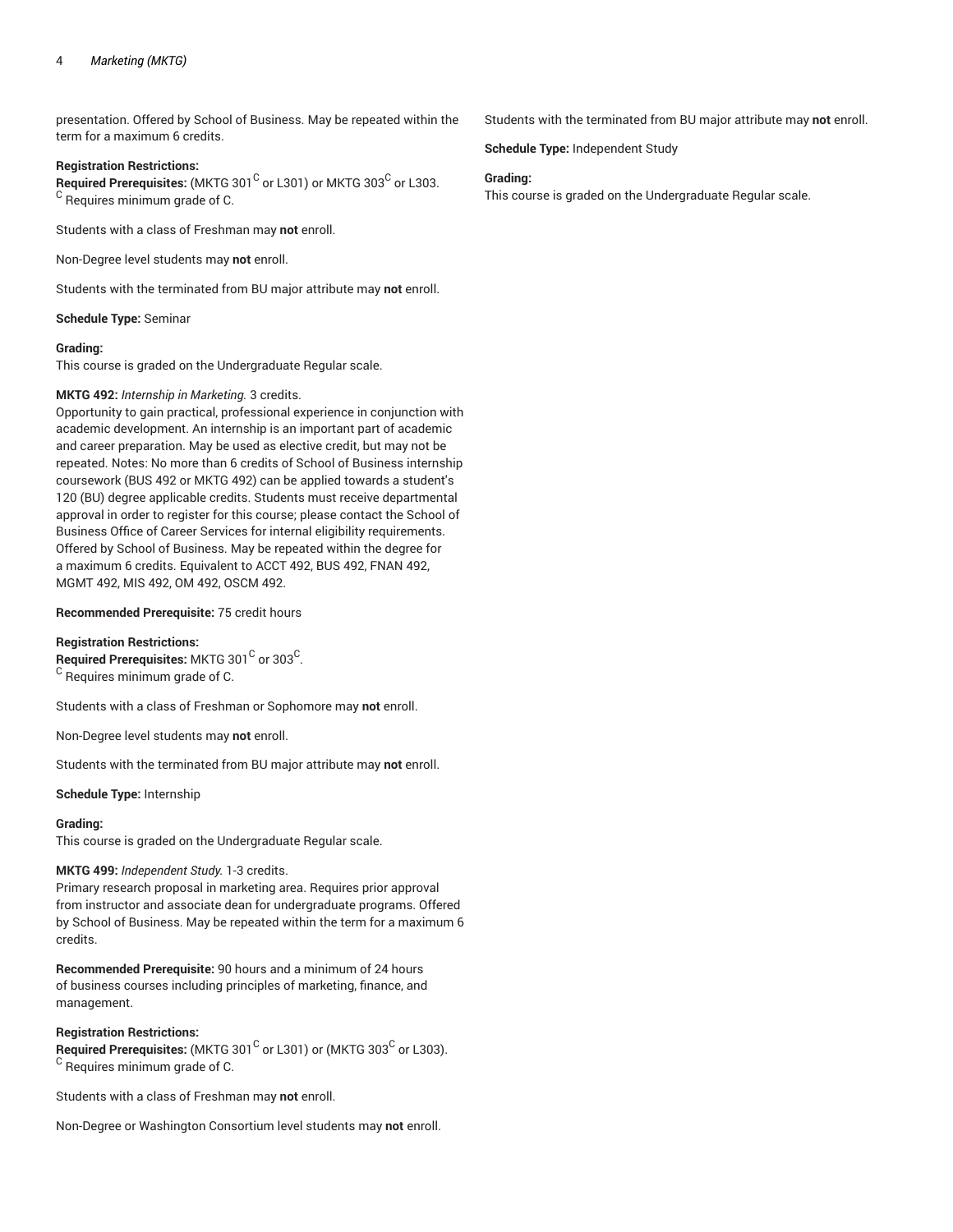presentation. Offered by School of Business. May be repeated within the term for a maximum 6 credits.

**Registration Restrictions:**
**Required Prerequisites:** (MKTG 301$^{C}$ or L301) or MKTG 303$^{C}$ or L303.
$^{C}$ Requires minimum grade of C.

Students with a class of Freshman may **not** enroll.

Non-Degree level students may **not** enroll.

Students with the terminated from BU major attribute may **not** enroll.

**Schedule Type:** Seminar

**Grading:**
This course is graded on the Undergraduate Regular scale.

**MKTG 492:** *Internship in Marketing.* 3 credits.
Opportunity to gain practical, professional experience in conjunction with academic development. An internship is an important part of academic and career preparation. May be used as elective credit, but may not be repeated. Notes: No more than 6 credits of School of Business internship coursework (BUS 492 or MKTG 492) can be applied towards a student's 120 (BU) degree applicable credits. Students must receive departmental approval in order to register for this course; please contact the School of Business Office of Career Services for internal eligibility requirements. Offered by School of Business. May be repeated within the degree for a maximum 6 credits. Equivalent to ACCT 492, BUS 492, FNAN 492, MGMT 492, MIS 492, OM 492, OSCM 492.

**Recommended Prerequisite:** 75 credit hours

**Registration Restrictions:**
**Required Prerequisites:** MKTG 301$^{C}$ or 303$^{C}$.
$^{C}$ Requires minimum grade of C.

Students with a class of Freshman or Sophomore may **not** enroll.

Non-Degree level students may **not** enroll.

Students with the terminated from BU major attribute may **not** enroll.

**Schedule Type:** Internship

**Grading:**
This course is graded on the Undergraduate Regular scale.

**MKTG 499:** *Independent Study.* 1-3 credits.
Primary research proposal in marketing area. Requires prior approval from instructor and associate dean for undergraduate programs. Offered by School of Business. May be repeated within the term for a maximum 6 credits.

**Recommended Prerequisite:** 90 hours and a minimum of 24 hours of business courses including principles of marketing, finance, and management.

**Registration Restrictions:**
**Required Prerequisites:** (MKTG 301$^{C}$ or L301) or (MKTG 303$^{C}$ or L303).
$^{C}$ Requires minimum grade of C.

Students with a class of Freshman may **not** enroll.

Non-Degree or Washington Consortium level students may **not** enroll.

Students with the terminated from BU major attribute may **not** enroll.

**Schedule Type:** Independent Study

**Grading:**
This course is graded on the Undergraduate Regular scale.